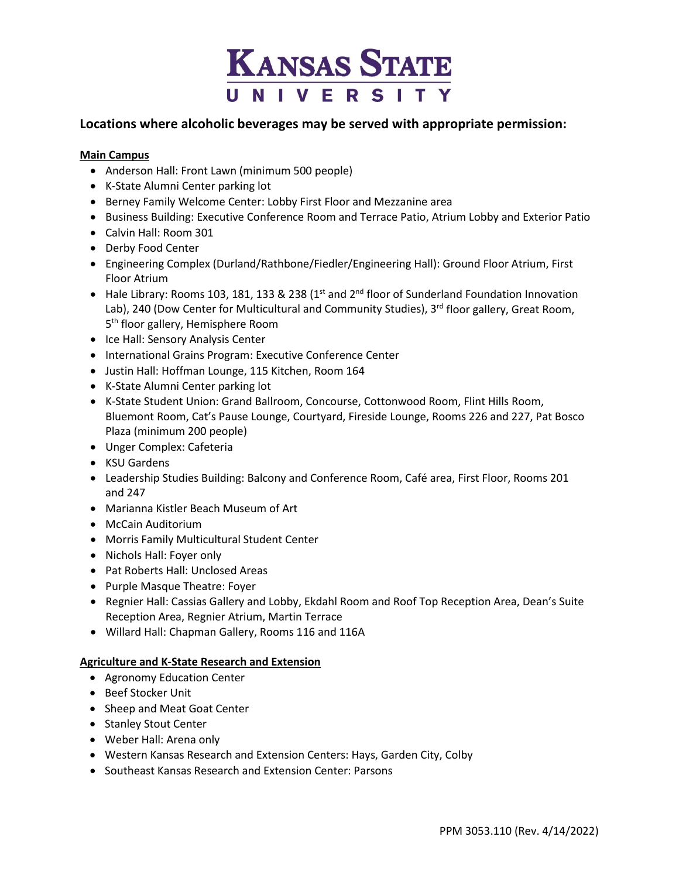# Kansas State University

## Locations where alcoholic beverages may be served with appropriate permission:

**Main Campus**

- Anderson Hall: Front Lawn (minimum 500 people)
- K-State Alumni Center parking lot
- Berney Family Welcome Center: Lobby First Floor and Mezzanine area
- Business Building: Executive Conference Room and Terrace Patio, Atrium Lobby and Exterior Patio
- Calvin Hall: Room 301
- Derby Food Center
- Engineering Complex (Durland/Rathbone/Fiedler/Engineering Hall): Ground Floor Atrium, First Floor Atrium
- Hale Library: Rooms 103, 181, 133 & 238 (1st and 2nd floor of Sunderland Foundation Innovation Lab), 240 (Dow Center for Multicultural and Community Studies), 3rd floor gallery, Great Room, 5th floor gallery, Hemisphere Room
- Ice Hall: Sensory Analysis Center
- International Grains Program: Executive Conference Center
- Justin Hall: Hoffman Lounge, 115 Kitchen, Room 164
- K-State Alumni Center parking lot
- K-State Student Union: Grand Ballroom, Concourse, Cottonwood Room, Flint Hills Room, Bluemont Room, Cat's Pause Lounge, Courtyard, Fireside Lounge, Rooms 226 and 227, Pat Bosco Plaza (minimum 200 people)
- Unger Complex: Cafeteria
- KSU Gardens
- Leadership Studies Building: Balcony and Conference Room, Café area, First Floor, Rooms 201 and 247
- Marianna Kistler Beach Museum of Art
- McCain Auditorium
- Morris Family Multicultural Student Center
- Nichols Hall: Foyer only
- Pat Roberts Hall: Unclosed Areas
- Purple Masque Theatre: Foyer
- Regnier Hall: Cassias Gallery and Lobby, Ekdahl Room and Roof Top Reception Area, Dean's Suite Reception Area, Regnier Atrium, Martin Terrace
- Willard Hall: Chapman Gallery, Rooms 116 and 116A

**Agriculture and K-State Research and Extension**

- Agronomy Education Center
- Beef Stocker Unit
- Sheep and Meat Goat Center
- Stanley Stout Center
- Weber Hall: Arena only
- Western Kansas Research and Extension Centers: Hays, Garden City, Colby
- Southeast Kansas Research and Extension Center: Parsons

PPM 3053.110 (Rev. 4/14/2022)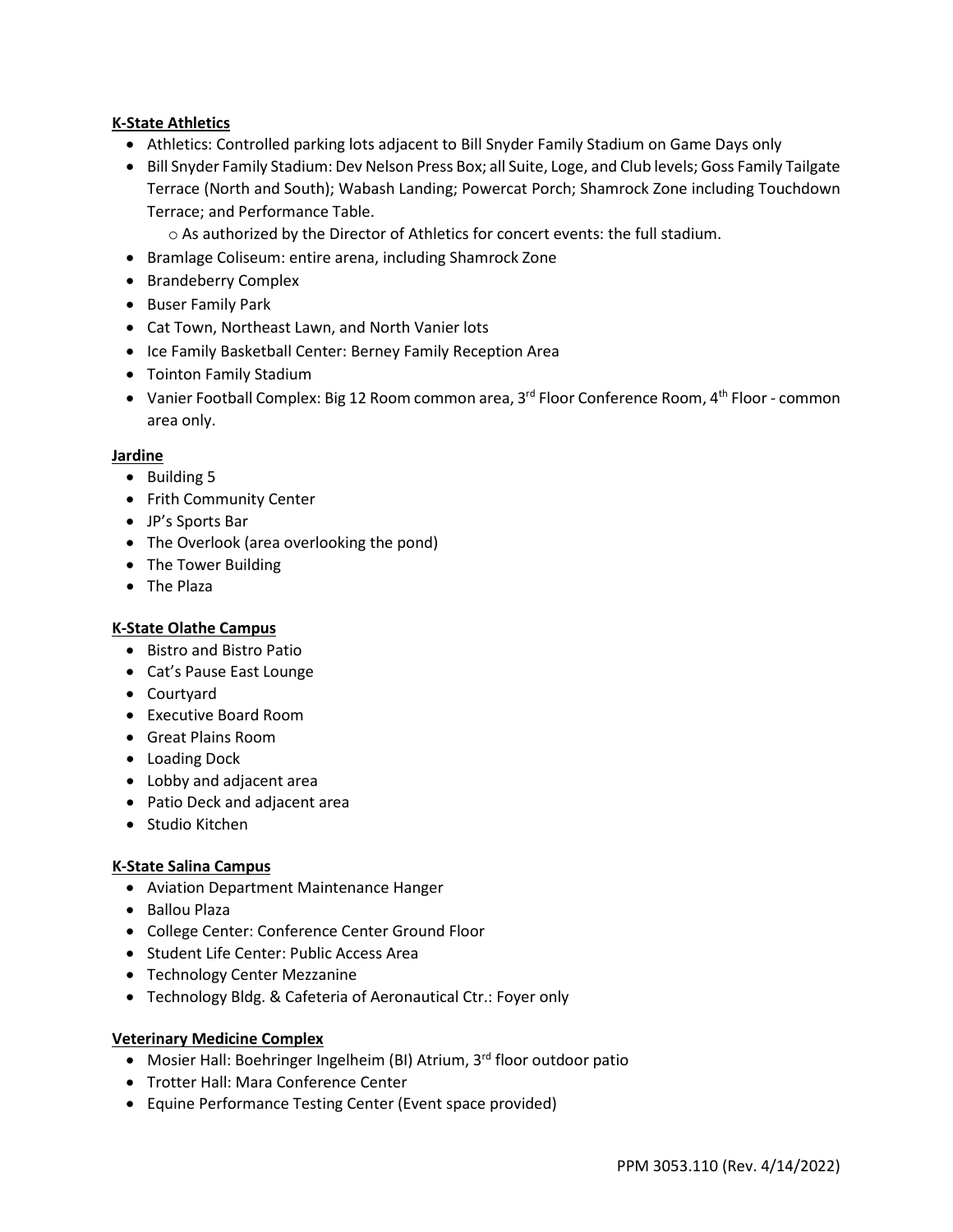**K-State Athletics**

- Athletics: Controlled parking lots adjacent to Bill Snyder Family Stadium on Game Days only
- Bill Snyder Family Stadium: Dev Nelson Press Box; all Suite, Loge, and Club levels; Goss Family Tailgate Terrace (North and South); Wabash Landing; Powercat Porch; Shamrock Zone including Touchdown Terrace; and Performance Table.
    - As authorized by the Director of Athletics for concert events: the full stadium.
- Bramlage Coliseum: entire arena, including Shamrock Zone
- Brandeberry Complex
- Buser Family Park
- Cat Town, Northeast Lawn, and North Vanier lots
- Ice Family Basketball Center: Berney Family Reception Area
- Tointon Family Stadium
- Vanier Football Complex: Big 12 Room common area, 3rd Floor Conference Room, 4th Floor - common area only.

**Jardine**

- Building 5
- Frith Community Center
- JP's Sports Bar
- The Overlook (area overlooking the pond)
- The Tower Building
- The Plaza

**K-State Olathe Campus**

- Bistro and Bistro Patio
- Cat's Pause East Lounge
- Courtyard
- Executive Board Room
- Great Plains Room
- Loading Dock
- Lobby and adjacent area
- Patio Deck and adjacent area
- Studio Kitchen

**K-State Salina Campus**

- Aviation Department Maintenance Hanger
- Ballou Plaza
- College Center: Conference Center Ground Floor
- Student Life Center: Public Access Area
- Technology Center Mezzanine
- Technology Bldg. & Cafeteria of Aeronautical Ctr.: Foyer only

**Veterinary Medicine Complex**

- Mosier Hall: Boehringer Ingelheim (BI) Atrium, 3rd floor outdoor patio
- Trotter Hall: Mara Conference Center
- Equine Performance Testing Center (Event space provided)

PPM 3053.110 (Rev. 4/14/2022)